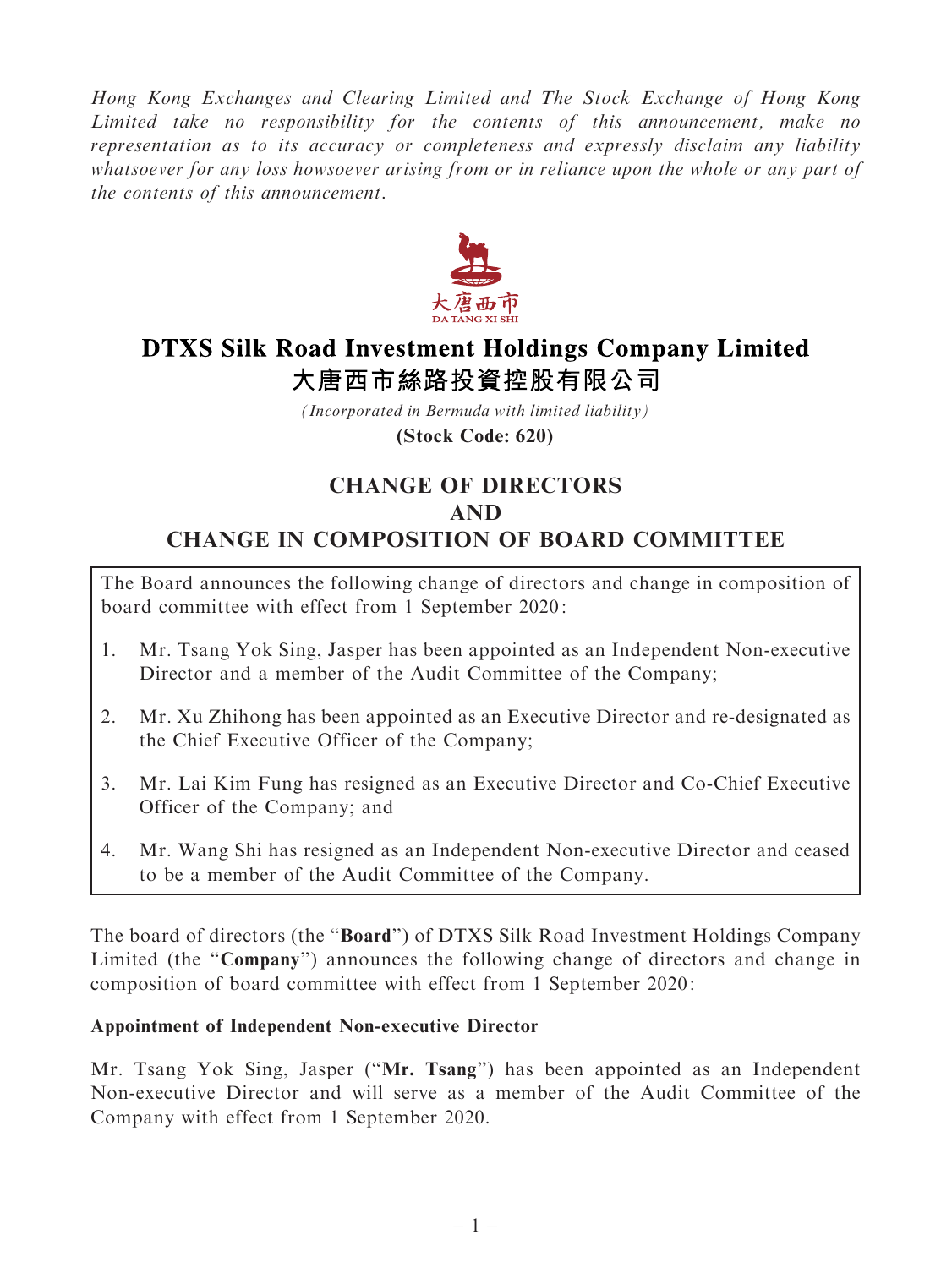*Hong Kong Exchanges and Clearing Limited and The Stock Exchange of Hong Kong Limited take no responsibility for the contents of this announcement, make no representation as to its accuracy or completeness and expressly disclaim any liability whatsoever for any loss howsoever arising from or in reliance upon the whole or any part of the contents of this announcement.*

大唐西市
DA TANG XI SHI

# DTXS Silk Road Investment Holdings Company Limited
# 大唐西市絲路投資控股有限公司

*(Incorporated in Bermuda with limited liability)*

**(Stock Code: 620)**

## CHANGE OF DIRECTORS AND CHANGE IN COMPOSITION OF BOARD COMMITTEE

The Board announces the following change of directors and change in composition of board committee with effect from 1 September 2020:

1. Mr. Tsang Yok Sing, Jasper has been appointed as an Independent Non-executive Director and a member of the Audit Committee of the Company;
2. Mr. Xu Zhihong has been appointed as an Executive Director and re-designated as the Chief Executive Officer of the Company;
3. Mr. Lai Kim Fung has resigned as an Executive Director and Co-Chief Executive Officer of the Company; and
4. Mr. Wang Shi has resigned as an Independent Non-executive Director and ceased to be a member of the Audit Committee of the Company.

The board of directors (the "**Board**") of DTXS Silk Road Investment Holdings Company Limited (the "**Company**") announces the following change of directors and change in composition of board committee with effect from 1 September 2020:

### Appointment of Independent Non-executive Director

Mr. Tsang Yok Sing, Jasper ("**Mr. Tsang**") has been appointed as an Independent Non-executive Director and will serve as a member of the Audit Committee of the Company with effect from 1 September 2020.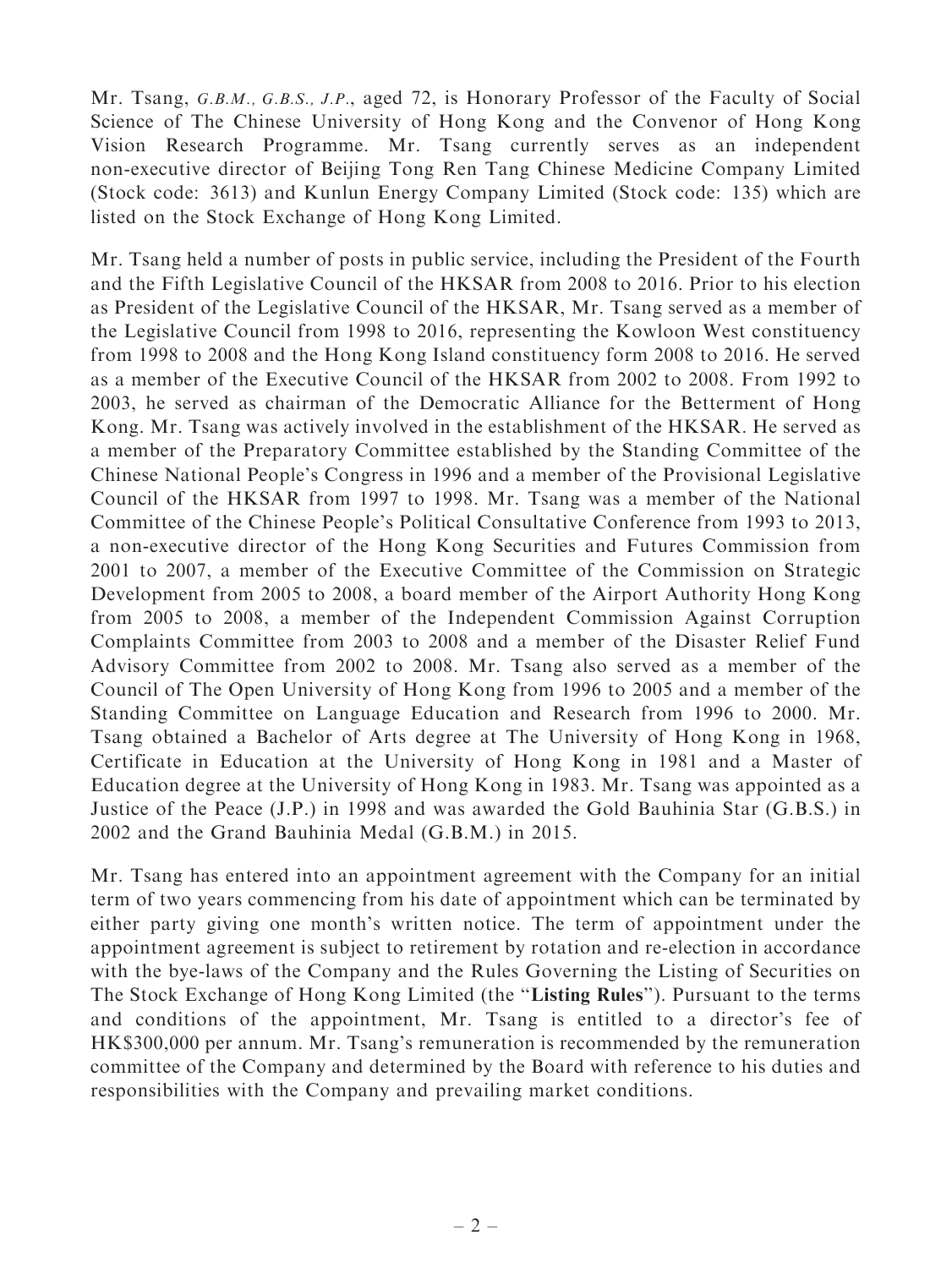Mr. Tsang, *G.B.M., G.B.S., J.P.*, aged 72, is Honorary Professor of the Faculty of Social Science of The Chinese University of Hong Kong and the Convenor of Hong Kong Vision Research Programme. Mr. Tsang currently serves as an independent non-executive director of Beijing Tong Ren Tang Chinese Medicine Company Limited (Stock code: 3613) and Kunlun Energy Company Limited (Stock code: 135) which are listed on the Stock Exchange of Hong Kong Limited.

Mr. Tsang held a number of posts in public service, including the President of the Fourth and the Fifth Legislative Council of the HKSAR from 2008 to 2016. Prior to his election as President of the Legislative Council of the HKSAR, Mr. Tsang served as a member of the Legislative Council from 1998 to 2016, representing the Kowloon West constituency from 1998 to 2008 and the Hong Kong Island constituency form 2008 to 2016. He served as a member of the Executive Council of the HKSAR from 2002 to 2008. From 1992 to 2003, he served as chairman of the Democratic Alliance for the Betterment of Hong Kong. Mr. Tsang was actively involved in the establishment of the HKSAR. He served as a member of the Preparatory Committee established by the Standing Committee of the Chinese National People's Congress in 1996 and a member of the Provisional Legislative Council of the HKSAR from 1997 to 1998. Mr. Tsang was a member of the National Committee of the Chinese People's Political Consultative Conference from 1993 to 2013, a non-executive director of the Hong Kong Securities and Futures Commission from 2001 to 2007, a member of the Executive Committee of the Commission on Strategic Development from 2005 to 2008, a board member of the Airport Authority Hong Kong from 2005 to 2008, a member of the Independent Commission Against Corruption Complaints Committee from 2003 to 2008 and a member of the Disaster Relief Fund Advisory Committee from 2002 to 2008. Mr. Tsang also served as a member of the Council of The Open University of Hong Kong from 1996 to 2005 and a member of the Standing Committee on Language Education and Research from 1996 to 2000. Mr. Tsang obtained a Bachelor of Arts degree at The University of Hong Kong in 1968, Certificate in Education at the University of Hong Kong in 1981 and a Master of Education degree at the University of Hong Kong in 1983. Mr. Tsang was appointed as a Justice of the Peace (J.P.) in 1998 and was awarded the Gold Bauhinia Star (G.B.S.) in 2002 and the Grand Bauhinia Medal (G.B.M.) in 2015.

Mr. Tsang has entered into an appointment agreement with the Company for an initial term of two years commencing from his date of appointment which can be terminated by either party giving one month's written notice. The term of appointment under the appointment agreement is subject to retirement by rotation and re-election in accordance with the bye-laws of the Company and the Rules Governing the Listing of Securities on The Stock Exchange of Hong Kong Limited (the "**Listing Rules**"). Pursuant to the terms and conditions of the appointment, Mr. Tsang is entitled to a director's fee of HK$300,000 per annum. Mr. Tsang's remuneration is recommended by the remuneration committee of the Company and determined by the Board with reference to his duties and responsibilities with the Company and prevailing market conditions.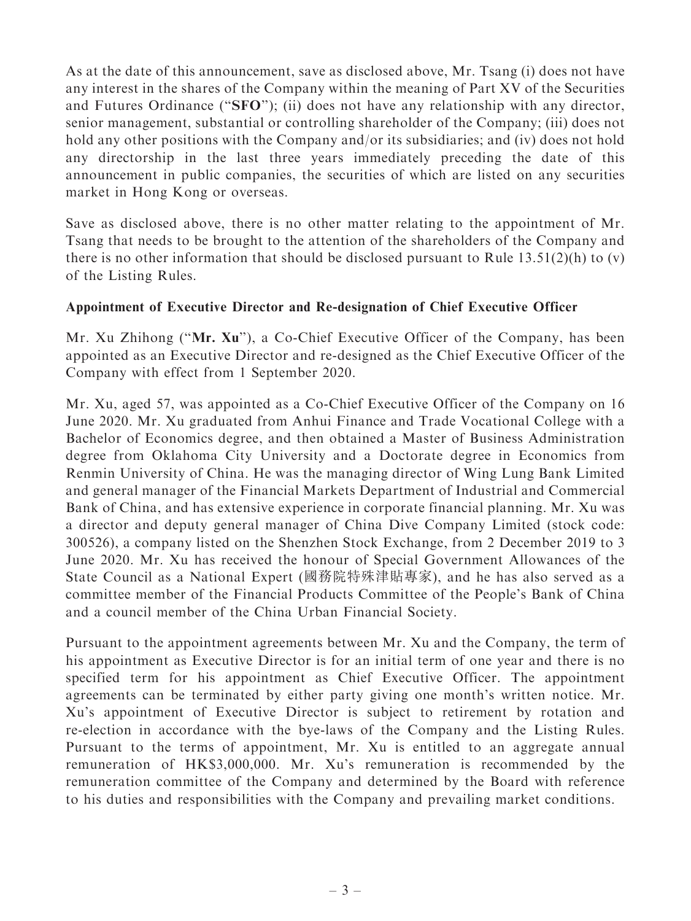As at the date of this announcement, save as disclosed above, Mr. Tsang (i) does not have any interest in the shares of the Company within the meaning of Part XV of the Securities and Futures Ordinance ("**SFO**"); (ii) does not have any relationship with any director, senior management, substantial or controlling shareholder of the Company; (iii) does not hold any other positions with the Company and/or its subsidiaries; and (iv) does not hold any directorship in the last three years immediately preceding the date of this announcement in public companies, the securities of which are listed on any securities market in Hong Kong or overseas.

Save as disclosed above, there is no other matter relating to the appointment of Mr. Tsang that needs to be brought to the attention of the shareholders of the Company and there is no other information that should be disclosed pursuant to Rule 13.51(2)(h) to (v) of the Listing Rules.

**Appointment of Executive Director and Re-designation of Chief Executive Officer**

Mr. Xu Zhihong ("**Mr. Xu**"), a Co-Chief Executive Officer of the Company, has been appointed as an Executive Director and re-designed as the Chief Executive Officer of the Company with effect from 1 September 2020.

Mr. Xu, aged 57, was appointed as a Co-Chief Executive Officer of the Company on 16 June 2020. Mr. Xu graduated from Anhui Finance and Trade Vocational College with a Bachelor of Economics degree, and then obtained a Master of Business Administration degree from Oklahoma City University and a Doctorate degree in Economics from Renmin University of China. He was the managing director of Wing Lung Bank Limited and general manager of the Financial Markets Department of Industrial and Commercial Bank of China, and has extensive experience in corporate financial planning. Mr. Xu was a director and deputy general manager of China Dive Company Limited (stock code: 300526), a company listed on the Shenzhen Stock Exchange, from 2 December 2019 to 3 June 2020. Mr. Xu has received the honour of Special Government Allowances of the State Council as a National Expert (國務院特殊津貼專家), and he has also served as a committee member of the Financial Products Committee of the People's Bank of China and a council member of the China Urban Financial Society.

Pursuant to the appointment agreements between Mr. Xu and the Company, the term of his appointment as Executive Director is for an initial term of one year and there is no specified term for his appointment as Chief Executive Officer. The appointment agreements can be terminated by either party giving one month's written notice. Mr. Xu's appointment of Executive Director is subject to retirement by rotation and re-election in accordance with the bye-laws of the Company and the Listing Rules. Pursuant to the terms of appointment, Mr. Xu is entitled to an aggregate annual remuneration of HK$3,000,000. Mr. Xu's remuneration is recommended by the remuneration committee of the Company and determined by the Board with reference to his duties and responsibilities with the Company and prevailing market conditions.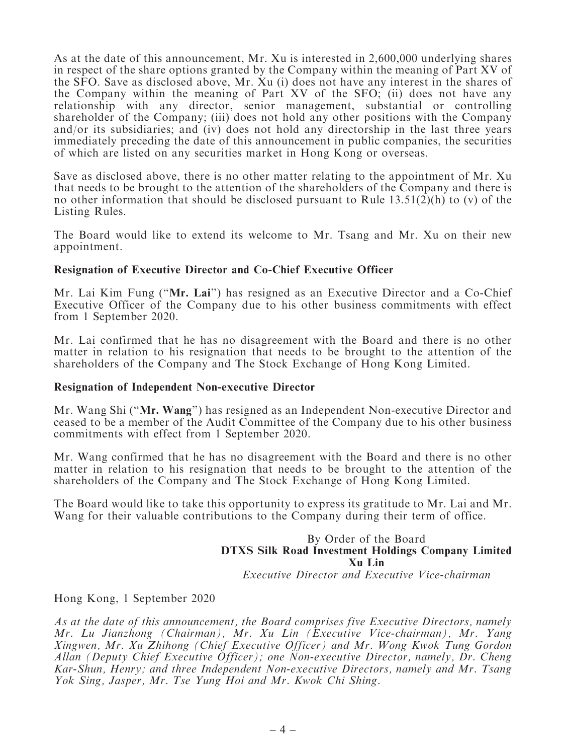As at the date of this announcement, Mr. Xu is interested in 2,600,000 underlying shares in respect of the share options granted by the Company within the meaning of Part XV of the SFO. Save as disclosed above, Mr. Xu (i) does not have any interest in the shares of the Company within the meaning of Part XV of the SFO; (ii) does not have any relationship with any director, senior management, substantial or controlling shareholder of the Company; (iii) does not hold any other positions with the Company and/or its subsidiaries; and (iv) does not hold any directorship in the last three years immediately preceding the date of this announcement in public companies, the securities of which are listed on any securities market in Hong Kong or overseas.

Save as disclosed above, there is no other matter relating to the appointment of Mr. Xu that needs to be brought to the attention of the shareholders of the Company and there is no other information that should be disclosed pursuant to Rule 13.51(2)(h) to (v) of the Listing Rules.

The Board would like to extend its welcome to Mr. Tsang and Mr. Xu on their new appointment.

**Resignation of Executive Director and Co-Chief Executive Officer**

Mr. Lai Kim Fung ("**Mr. Lai**") has resigned as an Executive Director and a Co-Chief Executive Officer of the Company due to his other business commitments with effect from 1 September 2020.

Mr. Lai confirmed that he has no disagreement with the Board and there is no other matter in relation to his resignation that needs to be brought to the attention of the shareholders of the Company and The Stock Exchange of Hong Kong Limited.

**Resignation of Independent Non-executive Director**

Mr. Wang Shi ("**Mr. Wang**") has resigned as an Independent Non-executive Director and ceased to be a member of the Audit Committee of the Company due to his other business commitments with effect from 1 September 2020.

Mr. Wang confirmed that he has no disagreement with the Board and there is no other matter in relation to his resignation that needs to be brought to the attention of the shareholders of the Company and The Stock Exchange of Hong Kong Limited.

The Board would like to take this opportunity to express its gratitude to Mr. Lai and Mr. Wang for their valuable contributions to the Company during their term of office.

By Order of the Board
**DTXS Silk Road Investment Holdings Company Limited**
**Xu Lin**
*Executive Director and Executive Vice-chairman*

Hong Kong, 1 September 2020

*As at the date of this announcement, the Board comprises five Executive Directors, namely Mr. Lu Jianzhong (Chairman), Mr. Xu Lin (Executive Vice-chairman), Mr. Yang Xingwen, Mr. Xu Zhihong (Chief Executive Officer) and Mr. Wong Kwok Tung Gordon Allan (Deputy Chief Executive Officer); one Non-executive Director, namely, Dr. Cheng Kar-Shun, Henry; and three Independent Non-executive Directors, namely and Mr. Tsang Yok Sing, Jasper, Mr. Tse Yung Hoi and Mr. Kwok Chi Shing.*